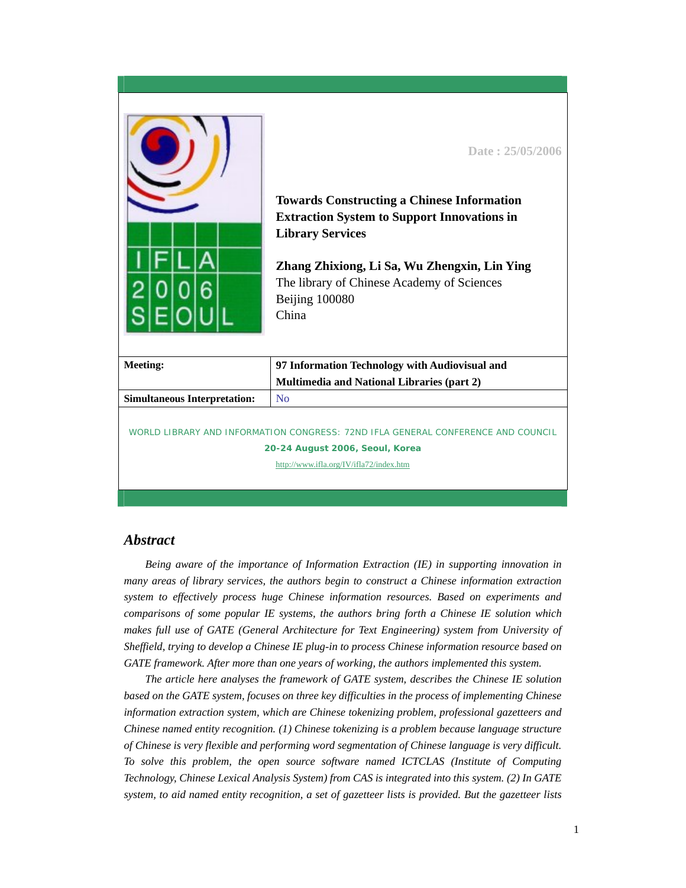Date : 25/05/2006

# Towards Constructing a Chinese Information Extraction System to Support Innovations in Library Services

**Zhang Zhixiong, Li Sa, Wu Zhengxin, Lin Ying**
The library of Chinese Academy of Sciences
Beijing 100080
China

| **Meeting:** | **97 Information Technology with Audiovisual and Multimedia and National Libraries (part 2)** |
|---|---|
| **Simultaneous Interpretation:** | No |

WORLD LIBRARY AND INFORMATION CONGRESS: 72ND IFLA GENERAL CONFERENCE AND COUNCIL

**20-24 August 2006, Seoul, Korea**

http://www.ifla.org/IV/ifla72/index.htm

## Abstract

*Being aware of the importance of Information Extraction (IE) in supporting innovation in many areas of library services, the authors begin to construct a Chinese information extraction system to effectively process huge Chinese information resources. Based on experiments and comparisons of some popular IE systems, the authors bring forth a Chinese IE solution which makes full use of GATE (General Architecture for Text Engineering) system from University of Sheffield, trying to develop a Chinese IE plug-in to process Chinese information resource based on GATE framework. After more than one years of working, the authors implemented this system.*

*The article here analyses the framework of GATE system, describes the Chinese IE solution based on the GATE system, focuses on three key difficulties in the process of implementing Chinese information extraction system, which are Chinese tokenizing problem, professional gazetteers and Chinese named entity recognition. (1) Chinese tokenizing is a problem because language structure of Chinese is very flexible and performing word segmentation of Chinese language is very difficult. To solve this problem, the open source software named ICTCLAS (Institute of Computing Technology, Chinese Lexical Analysis System) from CAS is integrated into this system. (2) In GATE system, to aid named entity recognition, a set of gazetteer lists is provided. But the gazetteer lists*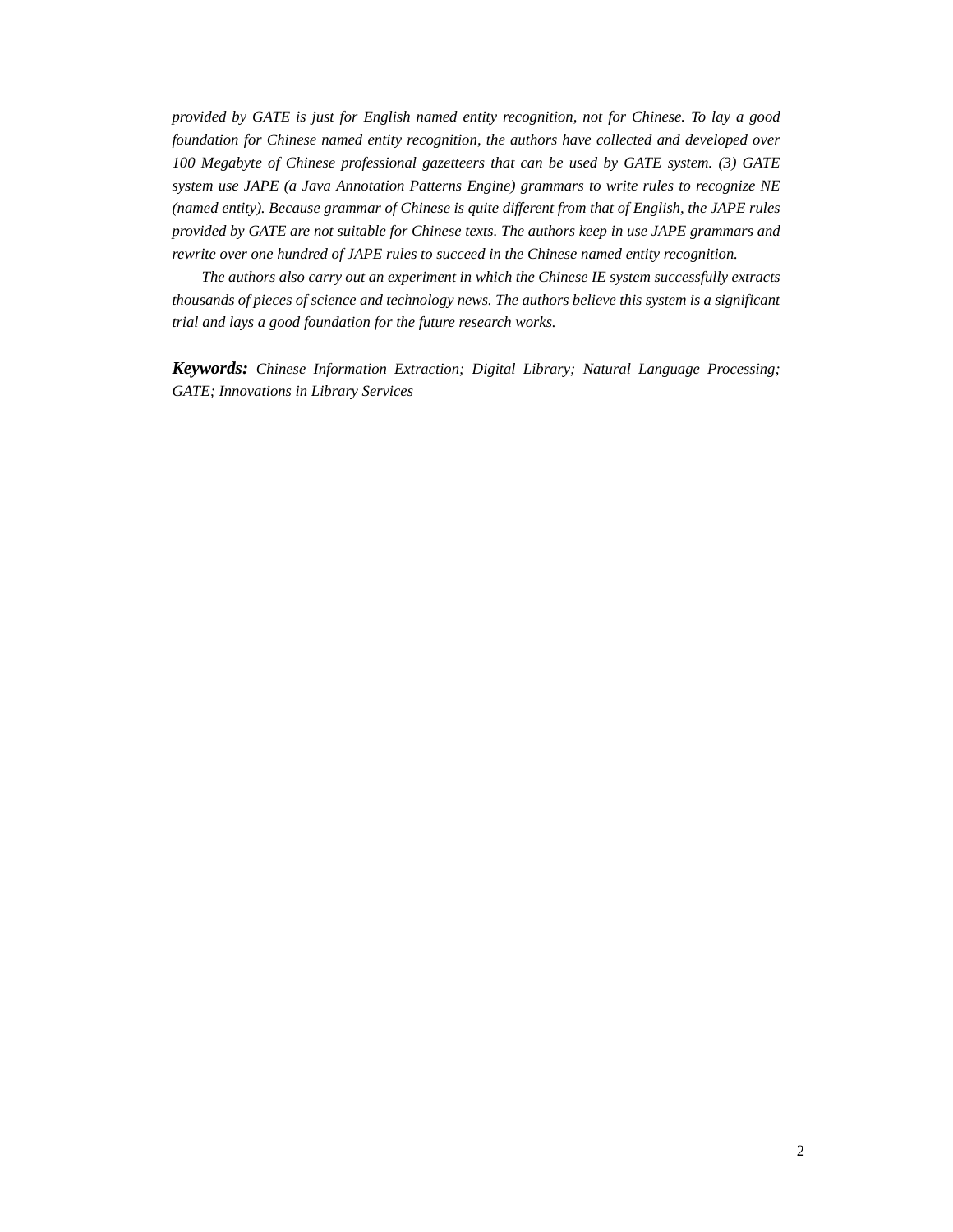*provided by GATE is just for English named entity recognition, not for Chinese. To lay a good foundation for Chinese named entity recognition, the authors have collected and developed over 100 Megabyte of Chinese professional gazetteers that can be used by GATE system. (3) GATE system use JAPE (a Java Annotation Patterns Engine) grammars to write rules to recognize NE (named entity). Because grammar of Chinese is quite different from that of English, the JAPE rules provided by GATE are not suitable for Chinese texts. The authors keep in use JAPE grammars and rewrite over one hundred of JAPE rules to succeed in the Chinese named entity recognition.*

*The authors also carry out an experiment in which the Chinese IE system successfully extracts thousands of pieces of science and technology news. The authors believe this system is a significant trial and lays a good foundation for the future research works.*

***Keywords:*** *Chinese Information Extraction; Digital Library; Natural Language Processing; GATE; Innovations in Library Services*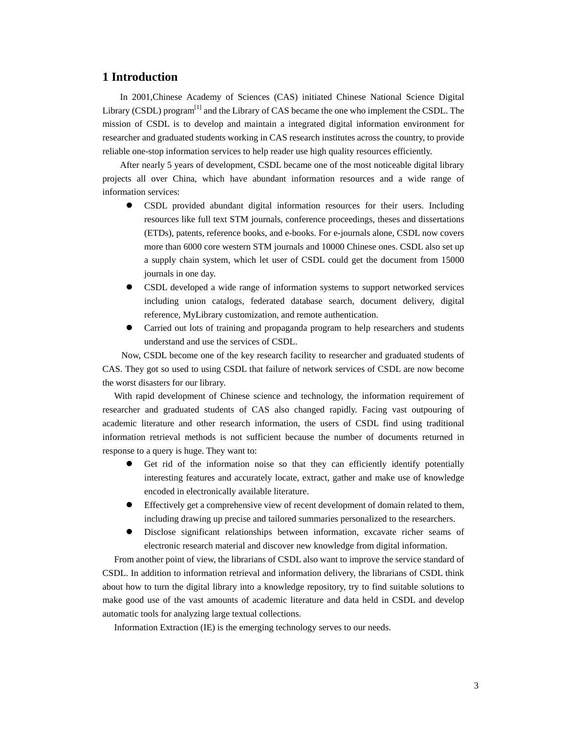## 1 Introduction

In 2001,Chinese Academy of Sciences (CAS) initiated Chinese National Science Digital Library (CSDL) program[1] and the Library of CAS became the one who implement the CSDL. The mission of CSDL is to develop and maintain a integrated digital information environment for researcher and graduated students working in CAS research institutes across the country, to provide reliable one-stop information services to help reader use high quality resources efficiently.

After nearly 5 years of development, CSDL became one of the most noticeable digital library projects all over China, which have abundant information resources and a wide range of information services:

- CSDL provided abundant digital information resources for their users. Including resources like full text STM journals, conference proceedings, theses and dissertations (ETDs), patents, reference books, and e-books. For e-journals alone, CSDL now covers more than 6000 core western STM journals and 10000 Chinese ones. CSDL also set up a supply chain system, which let user of CSDL could get the document from 15000 journals in one day.
- CSDL developed a wide range of information systems to support networked services including union catalogs, federated database search, document delivery, digital reference, MyLibrary customization, and remote authentication.
- Carried out lots of training and propaganda program to help researchers and students understand and use the services of CSDL.

Now, CSDL become one of the key research facility to researcher and graduated students of CAS. They got so used to using CSDL that failure of network services of CSDL are now become the worst disasters for our library.

With rapid development of Chinese science and technology, the information requirement of researcher and graduated students of CAS also changed rapidly. Facing vast outpouring of academic literature and other research information, the users of CSDL find using traditional information retrieval methods is not sufficient because the number of documents returned in response to a query is huge. They want to:

- Get rid of the information noise so that they can efficiently identify potentially interesting features and accurately locate, extract, gather and make use of knowledge encoded in electronically available literature.
- Effectively get a comprehensive view of recent development of domain related to them, including drawing up precise and tailored summaries personalized to the researchers.
- Disclose significant relationships between information, excavate richer seams of electronic research material and discover new knowledge from digital information.

From another point of view, the librarians of CSDL also want to improve the service standard of CSDL. In addition to information retrieval and information delivery, the librarians of CSDL think about how to turn the digital library into a knowledge repository, try to find suitable solutions to make good use of the vast amounts of academic literature and data held in CSDL and develop automatic tools for analyzing large textual collections.

Information Extraction (IE) is the emerging technology serves to our needs.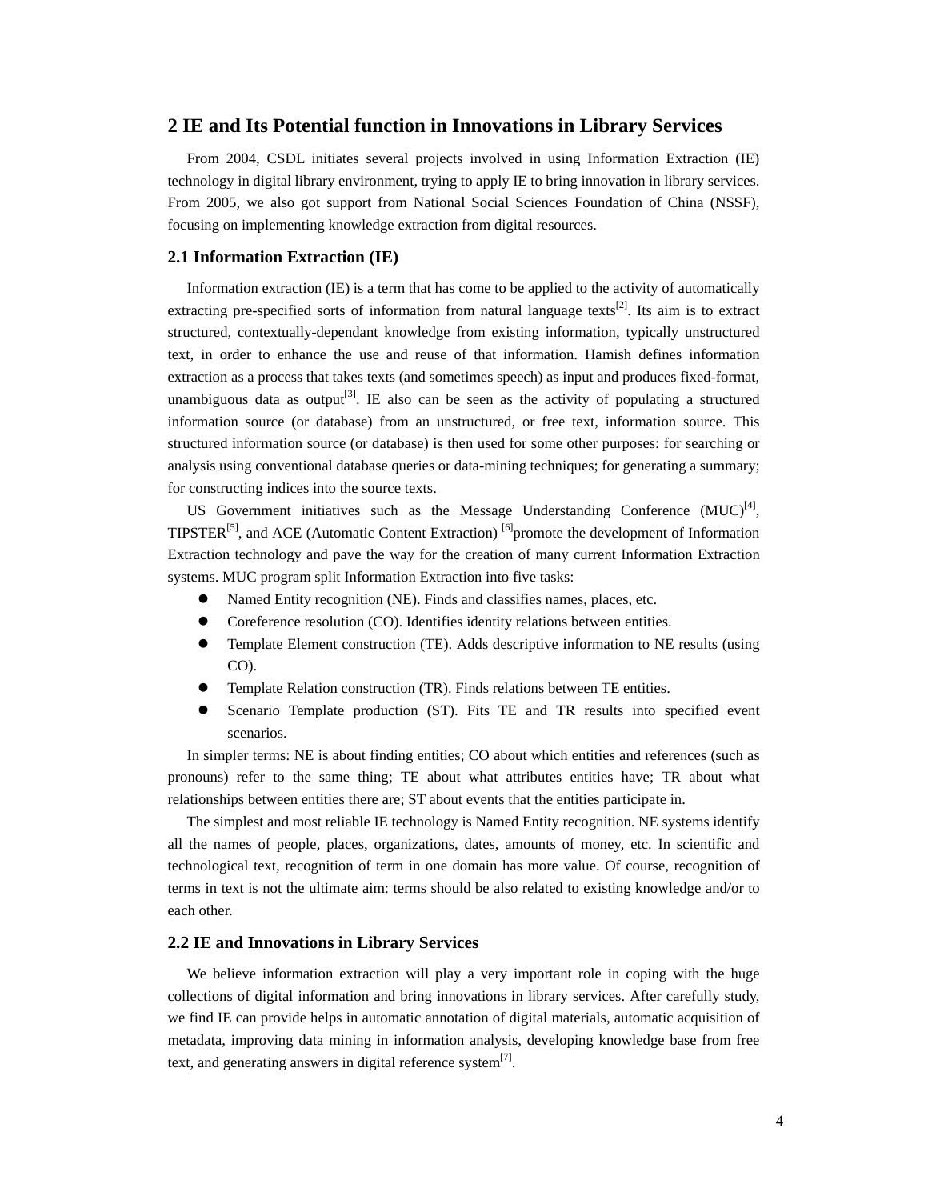## 2 IE and Its Potential function in Innovations in Library Services

From 2004, CSDL initiates several projects involved in using Information Extraction (IE) technology in digital library environment, trying to apply IE to bring innovation in library services. From 2005, we also got support from National Social Sciences Foundation of China (NSSF), focusing on implementing knowledge extraction from digital resources.

### 2.1 Information Extraction (IE)

Information extraction (IE) is a term that has come to be applied to the activity of automatically extracting pre-specified sorts of information from natural language texts[2]. Its aim is to extract structured, contextually-dependant knowledge from existing information, typically unstructured text, in order to enhance the use and reuse of that information. Hamish defines information extraction as a process that takes texts (and sometimes speech) as input and produces fixed-format, unambiguous data as output[3]. IE also can be seen as the activity of populating a structured information source (or database) from an unstructured, or free text, information source. This structured information source (or database) is then used for some other purposes: for searching or analysis using conventional database queries or data-mining techniques; for generating a summary; for constructing indices into the source texts.

US Government initiatives such as the Message Understanding Conference (MUC)[4], TIPSTER[5], and ACE (Automatic Content Extraction) [6]promote the development of Information Extraction technology and pave the way for the creation of many current Information Extraction systems. MUC program split Information Extraction into five tasks:

- Named Entity recognition (NE). Finds and classifies names, places, etc.
- Coreference resolution (CO). Identifies identity relations between entities.
- Template Element construction (TE). Adds descriptive information to NE results (using CO).
- Template Relation construction (TR). Finds relations between TE entities.
- Scenario Template production (ST). Fits TE and TR results into specified event scenarios.

In simpler terms: NE is about finding entities; CO about which entities and references (such as pronouns) refer to the same thing; TE about what attributes entities have; TR about what relationships between entities there are; ST about events that the entities participate in.

The simplest and most reliable IE technology is Named Entity recognition. NE systems identify all the names of people, places, organizations, dates, amounts of money, etc. In scientific and technological text, recognition of term in one domain has more value. Of course, recognition of terms in text is not the ultimate aim: terms should be also related to existing knowledge and/or to each other.

### 2.2 IE and Innovations in Library Services

We believe information extraction will play a very important role in coping with the huge collections of digital information and bring innovations in library services. After carefully study, we find IE can provide helps in automatic annotation of digital materials, automatic acquisition of metadata, improving data mining in information analysis, developing knowledge base from free text, and generating answers in digital reference system[7].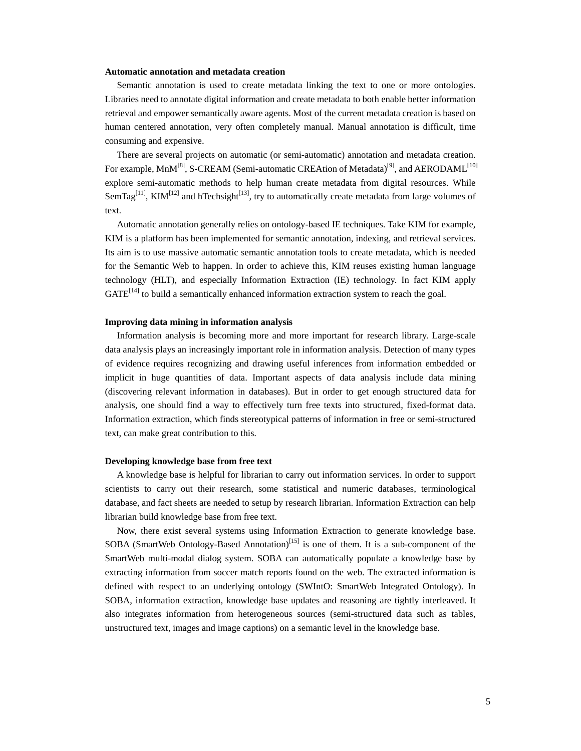**Automatic annotation and metadata creation**

Semantic annotation is used to create metadata linking the text to one or more ontologies. Libraries need to annotate digital information and create metadata to both enable better information retrieval and empower semantically aware agents. Most of the current metadata creation is based on human centered annotation, very often completely manual. Manual annotation is difficult, time consuming and expensive.

There are several projects on automatic (or semi-automatic) annotation and metadata creation. For example, MnM[8], S-CREAM (Semi-automatic CREAtion of Metadata)[9], and AERODAML[10] explore semi-automatic methods to help human create metadata from digital resources. While SemTag[11], KIM[12] and hTechsight[13], try to automatically create metadata from large volumes of text.

Automatic annotation generally relies on ontology-based IE techniques. Take KIM for example, KIM is a platform has been implemented for semantic annotation, indexing, and retrieval services. Its aim is to use massive automatic semantic annotation tools to create metadata, which is needed for the Semantic Web to happen. In order to achieve this, KIM reuses existing human language technology (HLT), and especially Information Extraction (IE) technology. In fact KIM apply GATE[14] to build a semantically enhanced information extraction system to reach the goal.

**Improving data mining in information analysis**

Information analysis is becoming more and more important for research library. Large-scale data analysis plays an increasingly important role in information analysis. Detection of many types of evidence requires recognizing and drawing useful inferences from information embedded or implicit in huge quantities of data. Important aspects of data analysis include data mining (discovering relevant information in databases). But in order to get enough structured data for analysis, one should find a way to effectively turn free texts into structured, fixed-format data. Information extraction, which finds stereotypical patterns of information in free or semi-structured text, can make great contribution to this.

**Developing knowledge base from free text**

A knowledge base is helpful for librarian to carry out information services. In order to support scientists to carry out their research, some statistical and numeric databases, terminological database, and fact sheets are needed to setup by research librarian. Information Extraction can help librarian build knowledge base from free text.

Now, there exist several systems using Information Extraction to generate knowledge base. SOBA (SmartWeb Ontology-Based Annotation)[15] is one of them. It is a sub-component of the SmartWeb multi-modal dialog system. SOBA can automatically populate a knowledge base by extracting information from soccer match reports found on the web. The extracted information is defined with respect to an underlying ontology (SWIntO: SmartWeb Integrated Ontology). In SOBA, information extraction, knowledge base updates and reasoning are tightly interleaved. It also integrates information from heterogeneous sources (semi-structured data such as tables, unstructured text, images and image captions) on a semantic level in the knowledge base.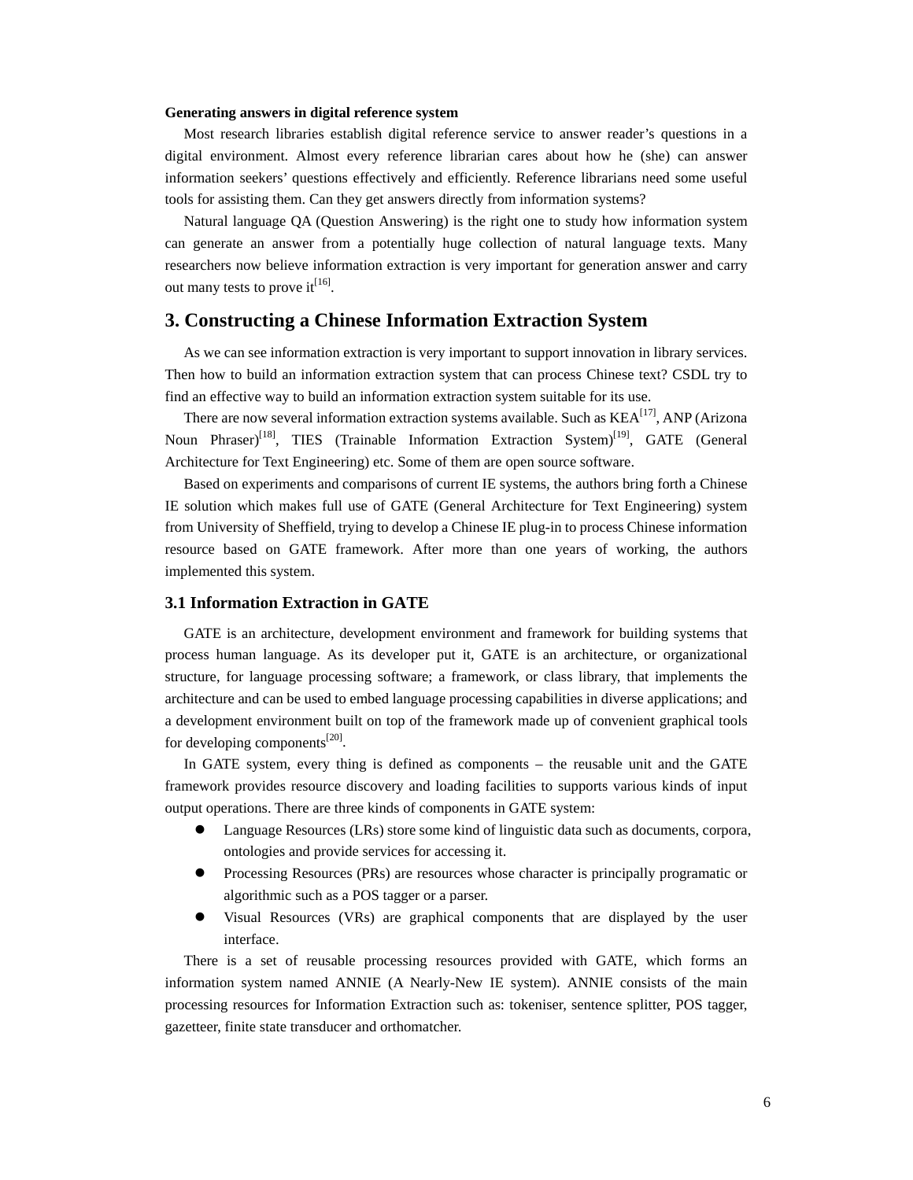**Generating answers in digital reference system**

Most research libraries establish digital reference service to answer reader's questions in a digital environment. Almost every reference librarian cares about how he (she) can answer information seekers' questions effectively and efficiently. Reference librarians need some useful tools for assisting them. Can they get answers directly from information systems?

Natural language QA (Question Answering) is the right one to study how information system can generate an answer from a potentially huge collection of natural language texts. Many researchers now believe information extraction is very important for generation answer and carry out many tests to prove it[16].

## 3. Constructing a Chinese Information Extraction System

As we can see information extraction is very important to support innovation in library services. Then how to build an information extraction system that can process Chinese text? CSDL try to find an effective way to build an information extraction system suitable for its use.

There are now several information extraction systems available. Such as KEA[17], ANP (Arizona Noun Phraser)[18], TIES (Trainable Information Extraction System)[19], GATE (General Architecture for Text Engineering) etc. Some of them are open source software.

Based on experiments and comparisons of current IE systems, the authors bring forth a Chinese IE solution which makes full use of GATE (General Architecture for Text Engineering) system from University of Sheffield, trying to develop a Chinese IE plug-in to process Chinese information resource based on GATE framework. After more than one years of working, the authors implemented this system.

### 3.1 Information Extraction in GATE

GATE is an architecture, development environment and framework for building systems that process human language. As its developer put it, GATE is an architecture, or organizational structure, for language processing software; a framework, or class library, that implements the architecture and can be used to embed language processing capabilities in diverse applications; and a development environment built on top of the framework made up of convenient graphical tools for developing components[20].

In GATE system, every thing is defined as components – the reusable unit and the GATE framework provides resource discovery and loading facilities to supports various kinds of input output operations. There are three kinds of components in GATE system:

- Language Resources (LRs) store some kind of linguistic data such as documents, corpora, ontologies and provide services for accessing it.
- Processing Resources (PRs) are resources whose character is principally programatic or algorithmic such as a POS tagger or a parser.
- Visual Resources (VRs) are graphical components that are displayed by the user interface.

There is a set of reusable processing resources provided with GATE, which forms an information system named ANNIE (A Nearly-New IE system). ANNIE consists of the main processing resources for Information Extraction such as: tokeniser, sentence splitter, POS tagger, gazetteer, finite state transducer and orthomatcher.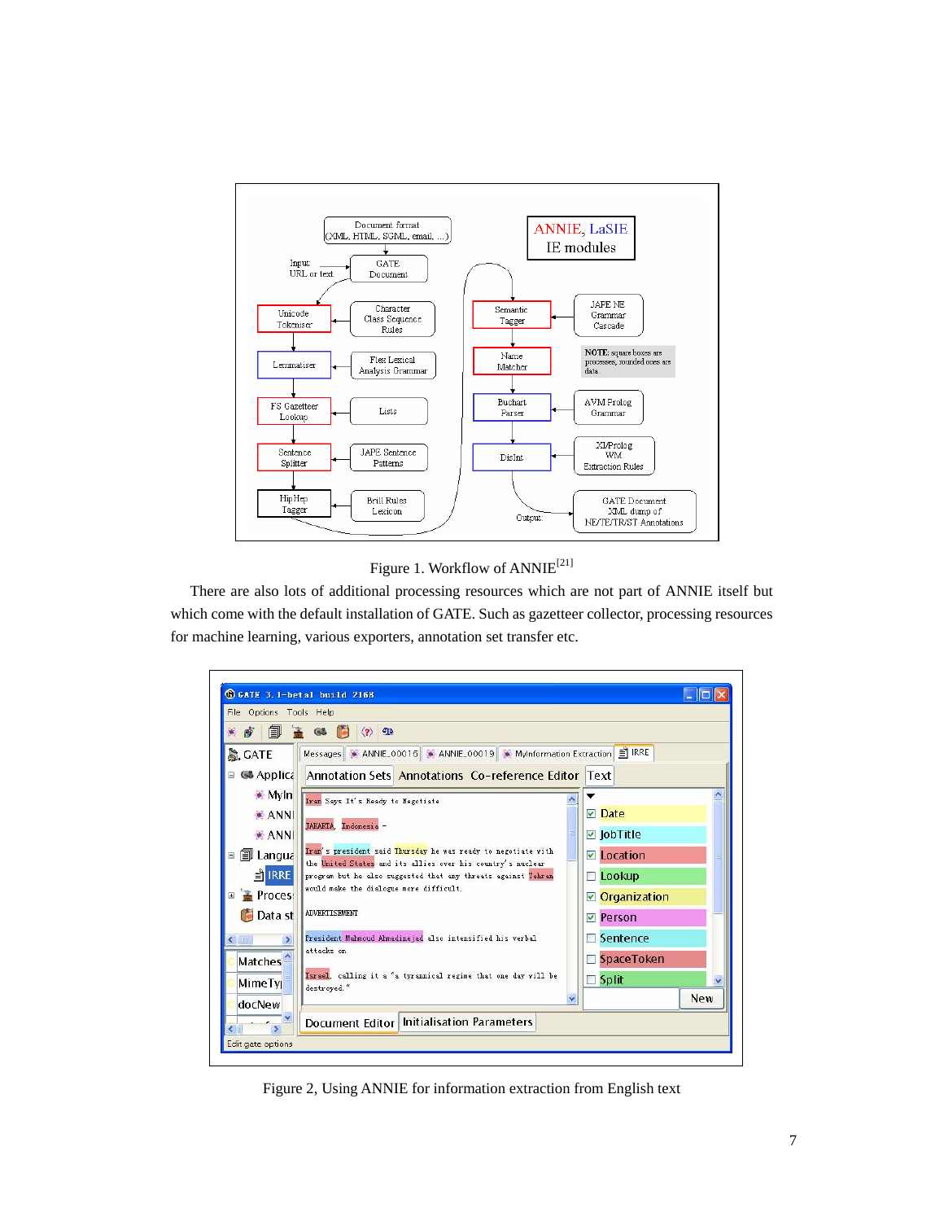Figure 1. Workflow of ANNIE[21]

There are also lots of additional processing resources which are not part of ANNIE itself but which come with the default installation of GATE. Such as gazetteer collector, processing resources for machine learning, various exporters, annotation set transfer etc.

Figure 2, Using ANNIE for information extraction from English text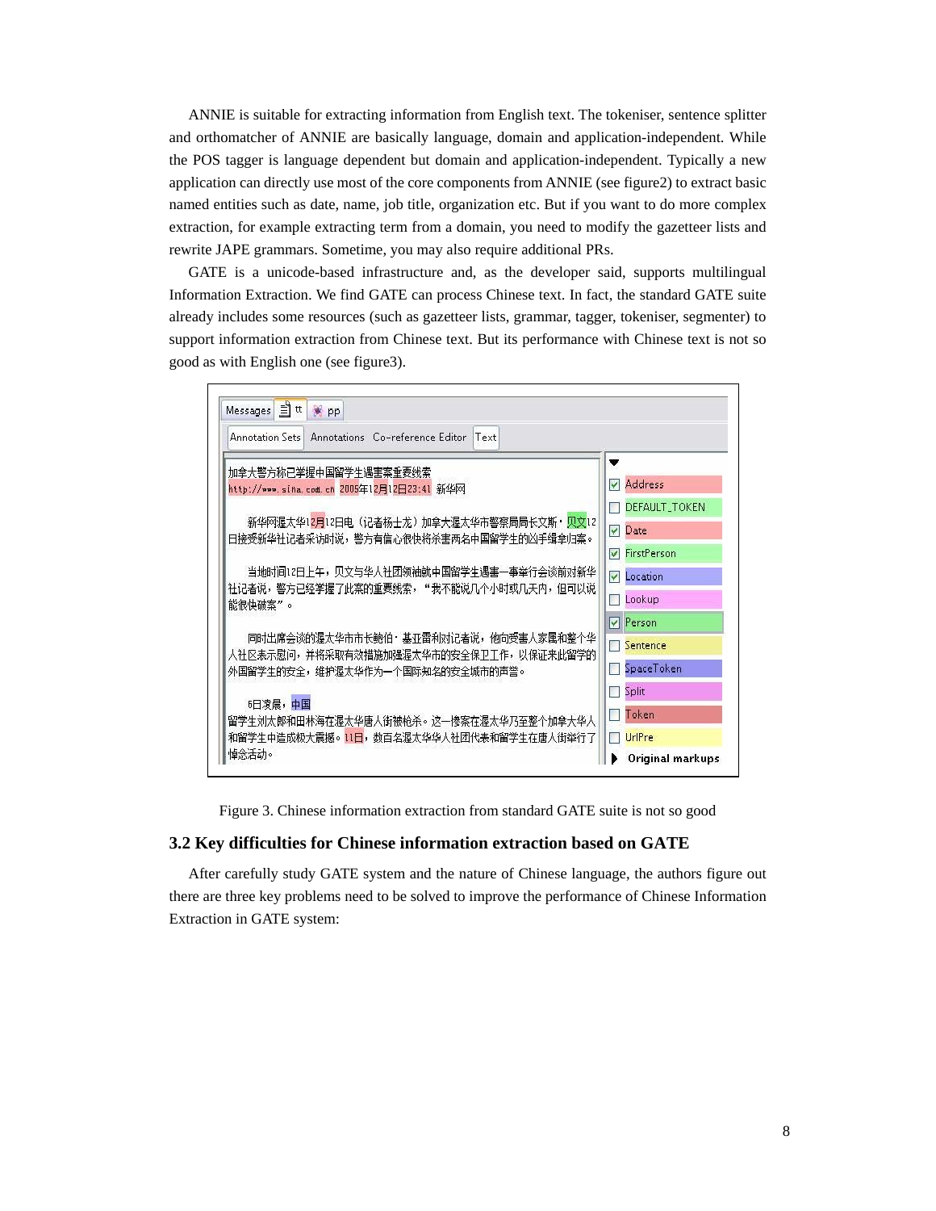ANNIE is suitable for extracting information from English text. The tokeniser, sentence splitter and orthomatcher of ANNIE are basically language, domain and application-independent. While the POS tagger is language dependent but domain and application-independent. Typically a new application can directly use most of the core components from ANNIE (see figure2) to extract basic named entities such as date, name, job title, organization etc. But if you want to do more complex extraction, for example extracting term from a domain, you need to modify the gazetteer lists and rewrite JAPE grammars. Sometime, you may also require additional PRs.

GATE is a unicode-based infrastructure and, as the developer said, supports multilingual Information Extraction. We find GATE can process Chinese text. In fact, the standard GATE suite already includes some resources (such as gazetteer lists, grammar, tagger, tokeniser, segmenter) to support information extraction from Chinese text. But its performance with Chinese text is not so good as with English one (see figure3).

Figure 3. Chinese information extraction from standard GATE suite is not so good

## 3.2 Key difficulties for Chinese information extraction based on GATE

After carefully study GATE system and the nature of Chinese language, the authors figure out there are three key problems need to be solved to improve the performance of Chinese Information Extraction in GATE system: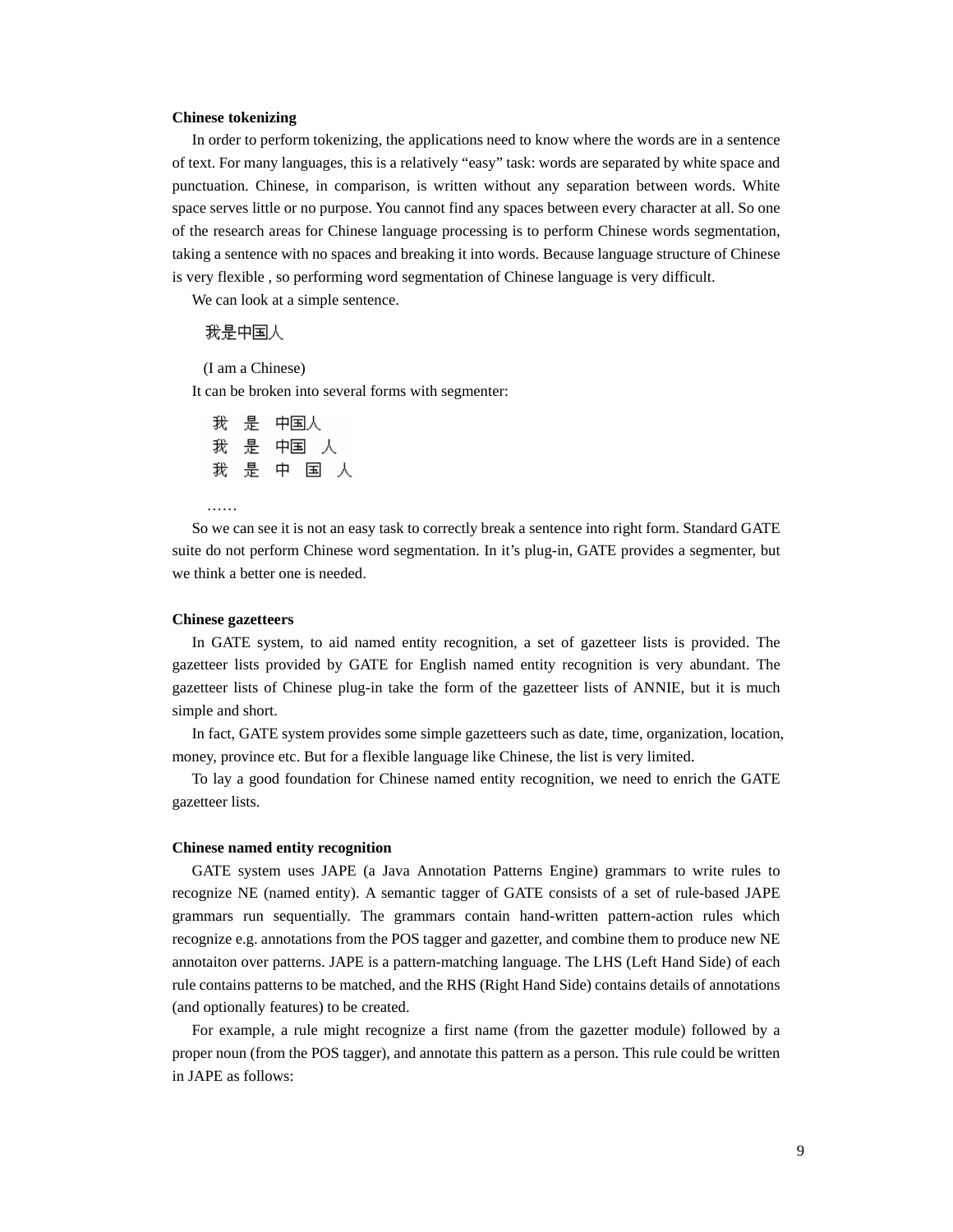**Chinese tokenizing**

In order to perform tokenizing, the applications need to know where the words are in a sentence of text. For many languages, this is a relatively "easy" task: words are separated by white space and punctuation. Chinese, in comparison, is written without any separation between words. White space serves little or no purpose. You cannot find any spaces between every character at all. So one of the research areas for Chinese language processing is to perform Chinese words segmentation, taking a sentence with no spaces and breaking it into words. Because language structure of Chinese is very flexible , so performing word segmentation of Chinese language is very difficult.

We can look at a simple sentence.

我是中国人

(I am a Chinese)

It can be broken into several forms with segmenter:

我 是 中国人
我 是 中国 人
我 是 中 国 人

……

So we can see it is not an easy task to correctly break a sentence into right form. Standard GATE suite do not perform Chinese word segmentation. In it's plug-in, GATE provides a segmenter, but we think a better one is needed.

**Chinese gazetteers**

In GATE system, to aid named entity recognition, a set of gazetteer lists is provided. The gazetteer lists provided by GATE for English named entity recognition is very abundant. The gazetteer lists of Chinese plug-in take the form of the gazetteer lists of ANNIE, but it is much simple and short.

In fact, GATE system provides some simple gazetteers such as date, time, organization, location, money, province etc. But for a flexible language like Chinese, the list is very limited.

To lay a good foundation for Chinese named entity recognition, we need to enrich the GATE gazetteer lists.

**Chinese named entity recognition**

GATE system uses JAPE (a Java Annotation Patterns Engine) grammars to write rules to recognize NE (named entity). A semantic tagger of GATE consists of a set of rule-based JAPE grammars run sequentially. The grammars contain hand-written pattern-action rules which recognize e.g. annotations from the POS tagger and gazetter, and combine them to produce new NE annotaiton over patterns. JAPE is a pattern-matching language. The LHS (Left Hand Side) of each rule contains patterns to be matched, and the RHS (Right Hand Side) contains details of annotations (and optionally features) to be created.

For example, a rule might recognize a first name (from the gazetter module) followed by a proper noun (from the POS tagger), and annotate this pattern as a person. This rule could be written in JAPE as follows: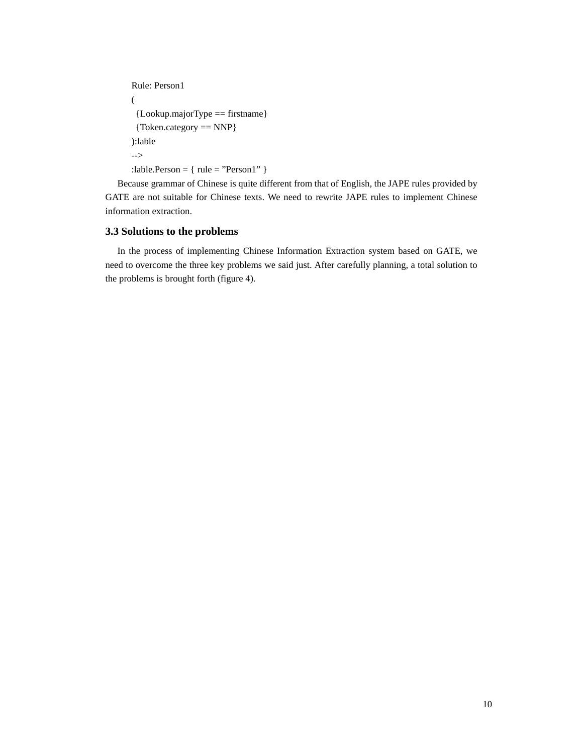```
Rule: Person1
(
  {Lookup.majorType == firstname}
  {Token.category == NNP}
):lable
-->
:lable.Person = { rule = ”Person1” }
```

Because grammar of Chinese is quite different from that of English, the JAPE rules provided by GATE are not suitable for Chinese texts. We need to rewrite JAPE rules to implement Chinese information extraction.

### 3.3 Solutions to the problems

In the process of implementing Chinese Information Extraction system based on GATE, we need to overcome the three key problems we said just. After carefully planning, a total solution to the problems is brought forth (figure 4).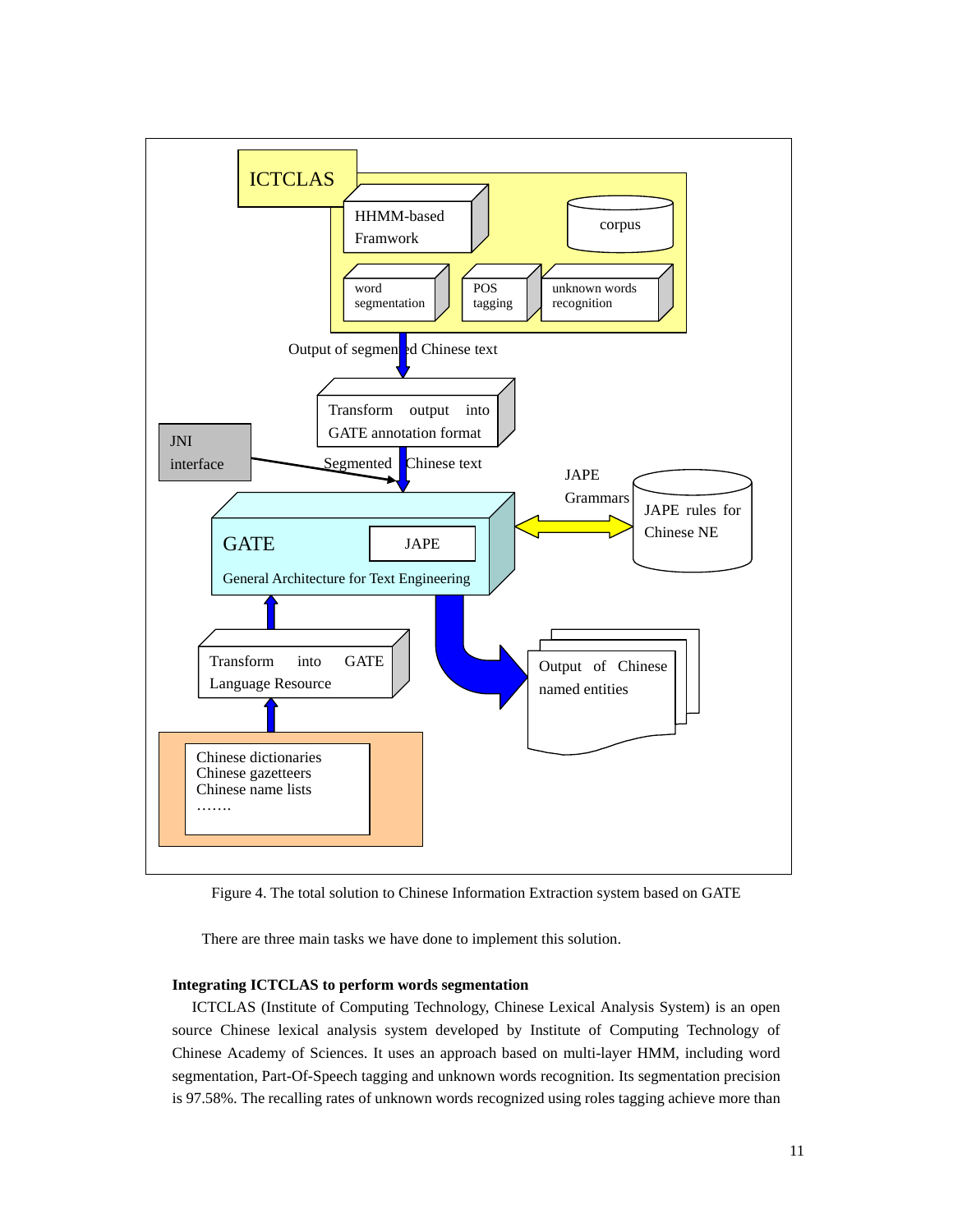ICTCLAS

HHMM-based Framwork

corpus

word segmentation

POS tagging

unknown words recognition

Output of segmented Chinese text

Transform output into GATE annotation format

JNI interface

Segmented Chinese text

JAPE Grammars

JAPE rules for Chinese NE

GATE

JAPE

General Architecture for Text Engineering

Transform into GATE Language Resource

Output of Chinese named entities

Chinese dictionaries
Chinese gazetteers
Chinese name lists
…….

Figure 4. The total solution to Chinese Information Extraction system based on GATE

There are three main tasks we have done to implement this solution.

**Integrating ICTCLAS to perform words segmentation**

ICTCLAS (Institute of Computing Technology, Chinese Lexical Analysis System) is an open source Chinese lexical analysis system developed by Institute of Computing Technology of Chinese Academy of Sciences. It uses an approach based on multi-layer HMM, including word segmentation, Part-Of-Speech tagging and unknown words recognition. Its segmentation precision is 97.58%. The recalling rates of unknown words recognized using roles tagging achieve more than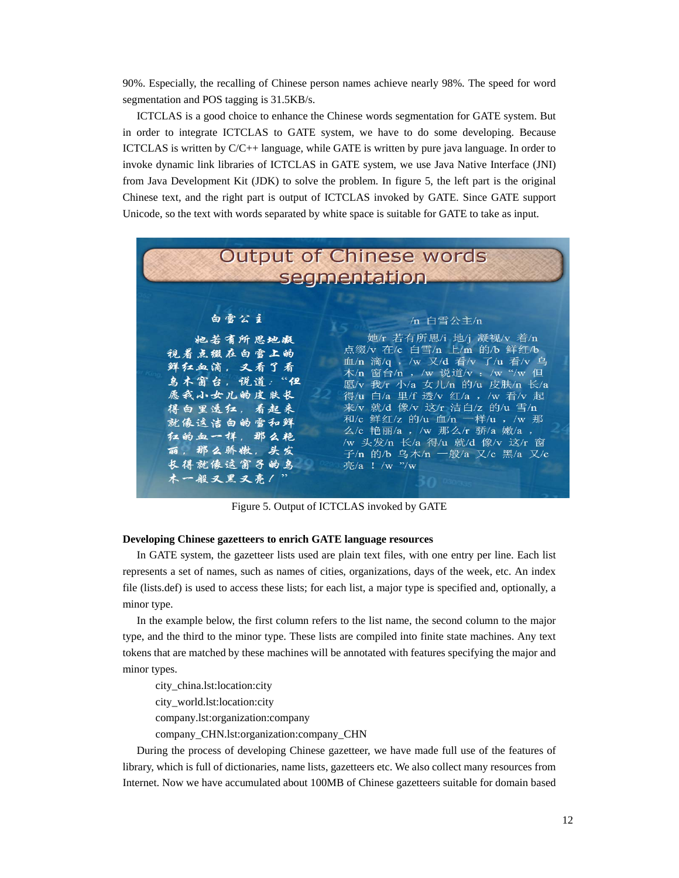90%. Especially, the recalling of Chinese person names achieve nearly 98%. The speed for word segmentation and POS tagging is 31.5KB/s.

ICTCLAS is a good choice to enhance the Chinese words segmentation for GATE system. But in order to integrate ICTCLAS to GATE system, we have to do some developing. Because ICTCLAS is written by C/C++ language, while GATE is written by pure java language. In order to invoke dynamic link libraries of ICTCLAS in GATE system, we use Java Native Interface (JNI) from Java Development Kit (JDK) to solve the problem. In figure 5, the left part is the original Chinese text, and the right part is output of ICTCLAS invoked by GATE. Since GATE support Unicode, so the text with words separated by white space is suitable for GATE to take as input.

Figure 5. Output of ICTCLAS invoked by GATE

**Developing Chinese gazetteers to enrich GATE language resources**

In GATE system, the gazetteer lists used are plain text files, with one entry per line. Each list represents a set of names, such as names of cities, organizations, days of the week, etc. An index file (lists.def) is used to access these lists; for each list, a major type is specified and, optionally, a minor type.

In the example below, the first column refers to the list name, the second column to the major type, and the third to the minor type. These lists are compiled into finite state machines. Any text tokens that are matched by these machines will be annotated with features specifying the major and minor types.

```
city_china.lst:location:city
city_world.lst:location:city
company.lst:organization:company
company_CHN.lst:organization:company_CHN
```

During the process of developing Chinese gazetteer, we have made full use of the features of library, which is full of dictionaries, name lists, gazetteers etc. We also collect many resources from Internet. Now we have accumulated about 100MB of Chinese gazetteers suitable for domain based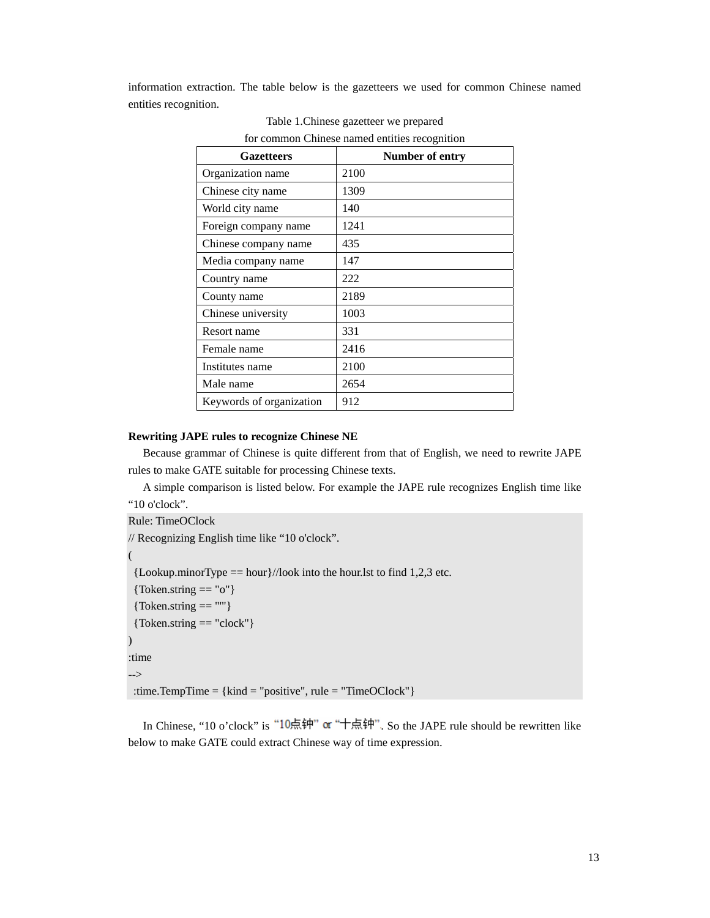information extraction. The table below is the gazetteers we used for common Chinese named entities recognition.

Table 1.Chinese gazetteer we prepared
for common Chinese named entities recognition

| Gazetteers | Number of entry |
| --- | --- |
| Organization name | 2100 |
| Chinese city name | 1309 |
| World city name | 140 |
| Foreign company name | 1241 |
| Chinese company name | 435 |
| Media company name | 147 |
| Country name | 222 |
| County name | 2189 |
| Chinese university | 1003 |
| Resort name | 331 |
| Female name | 2416 |
| Institutes name | 2100 |
| Male name | 2654 |
| Keywords of organization | 912 |

**Rewriting JAPE rules to recognize Chinese NE**

Because grammar of Chinese is quite different from that of English, we need to rewrite JAPE rules to make GATE suitable for processing Chinese texts.

A simple comparison is listed below. For example the JAPE rule recognizes English time like “10 o'clock”.

```
Rule: TimeOClock
// Recognizing English time like “10 o'clock”.
(
  {Lookup.minorType == hour}//look into the hour.lst to find 1,2,3 etc.
  {Token.string == "o"}
  {Token.string == ""}
  {Token.string == "clock"}
)
:time
-->
  :time.TempTime = {kind = "positive", rule = "TimeOClock"}
```

In Chinese, “10 o’clock” is “10点钟” or “十点钟”. So the JAPE rule should be rewritten like below to make GATE could extract Chinese way of time expression.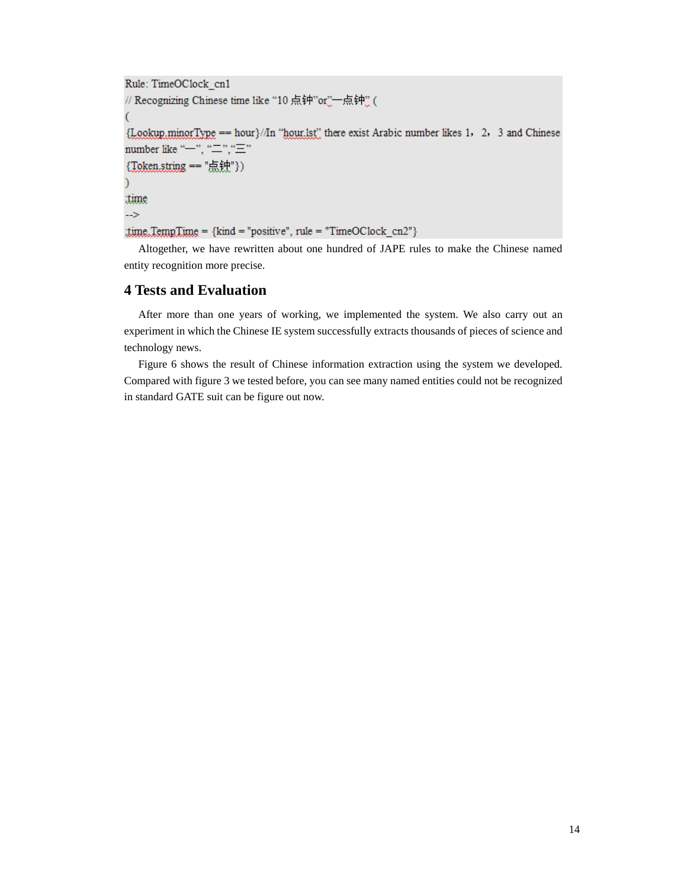```
Rule: TimeOClock_cn1
// Recognizing Chinese time like "10 点钟"or"一点钟" (
(
{Lookup.minorType == hour}//In "hour.lst" there exist Arabic number likes 1，2，3 and Chinese number like "一", "二","三"
{Token.string == "点钟"})
)
:time
-->
:time.TempTime = {kind = "positive", rule = "TimeOClock_cn2"}
```

Altogether, we have rewritten about one hundred of JAPE rules to make the Chinese named entity recognition more precise.

## 4 Tests and Evaluation

After more than one years of working, we implemented the system. We also carry out an experiment in which the Chinese IE system successfully extracts thousands of pieces of science and technology news.

Figure 6 shows the result of Chinese information extraction using the system we developed. Compared with figure 3 we tested before, you can see many named entities could not be recognized in standard GATE suit can be figure out now.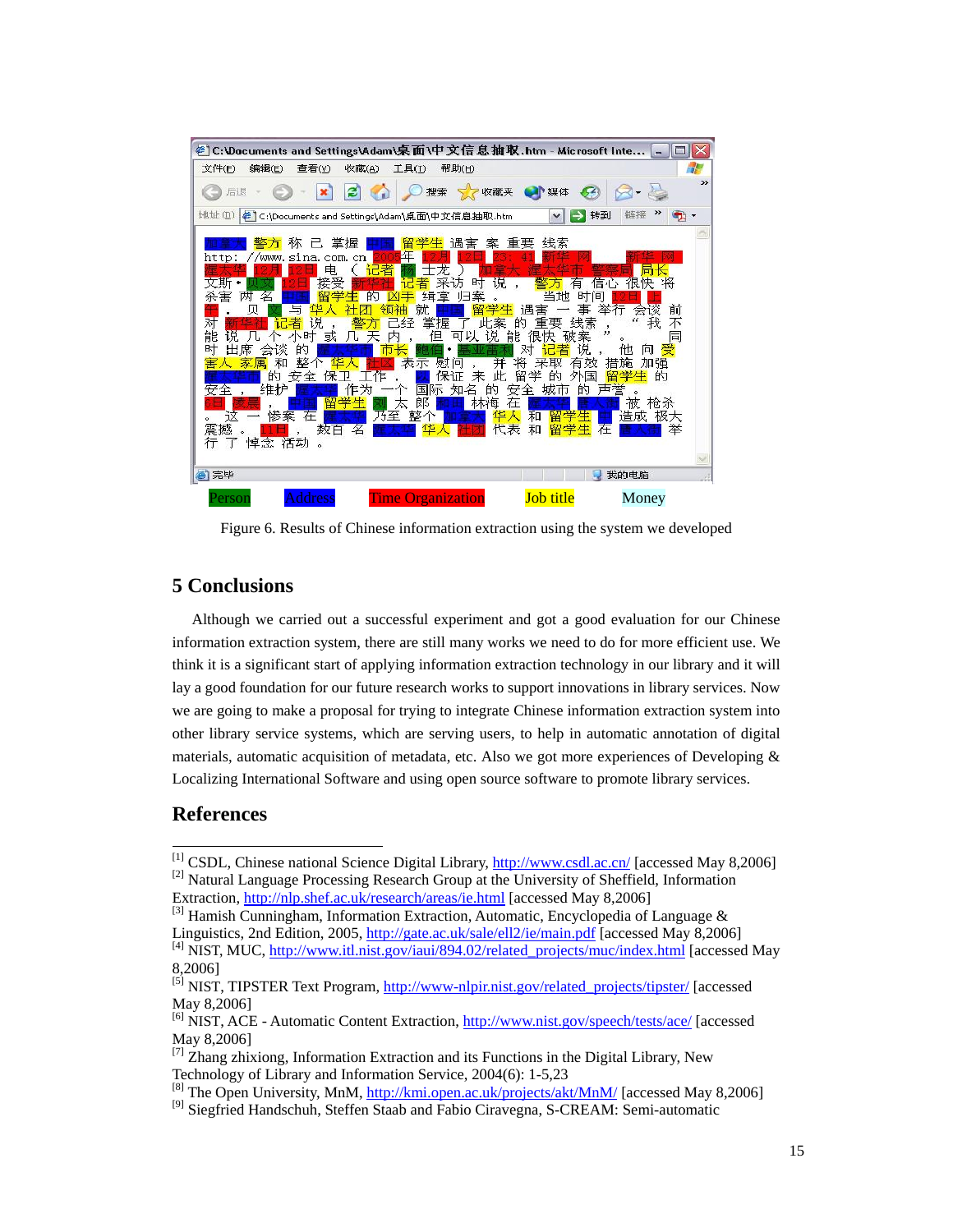Figure 6. Results of Chinese information extraction using the system we developed

## 5 Conclusions

Although we carried out a successful experiment and got a good evaluation for our Chinese information extraction system, there are still many works we need to do for more efficient use. We think it is a significant start of applying information extraction technology in our library and it will lay a good foundation for our future research works to support innovations in library services. Now we are going to make a proposal for trying to integrate Chinese information extraction system into other library service systems, which are serving users, to help in automatic annotation of digital materials, automatic acquisition of metadata, etc. Also we got more experiences of Developing & Localizing International Software and using open source software to promote library services.

## References

[1] CSDL, Chinese national Science Digital Library, http://www.csdl.ac.cn/ [accessed May 8,2006]
[2] Natural Language Processing Research Group at the University of Sheffield, Information Extraction, http://nlp.shef.ac.uk/research/areas/ie.html [accessed May 8,2006]
[3] Hamish Cunningham, Information Extraction, Automatic, Encyclopedia of Language & Linguistics, 2nd Edition, 2005, http://gate.ac.uk/sale/ell2/ie/main.pdf [accessed May 8,2006]
[4] NIST, MUC, http://www.itl.nist.gov/iaui/894.02/related_projects/muc/index.html [accessed May 8,2006]
[5] NIST, TIPSTER Text Program, http://www-nlpir.nist.gov/related_projects/tipster/ [accessed May 8,2006]
[6] NIST, ACE - Automatic Content Extraction, http://www.nist.gov/speech/tests/ace/ [accessed May 8,2006]
[7] Zhang zhixiong, Information Extraction and its Functions in the Digital Library, New Technology of Library and Information Service, 2004(6): 1-5,23
[8] The Open University, MnM, http://kmi.open.ac.uk/projects/akt/MnM/ [accessed May 8,2006]
[9] Siegfried Handschuh, Steffen Staab and Fabio Ciravegna, S-CREAM: Semi-automatic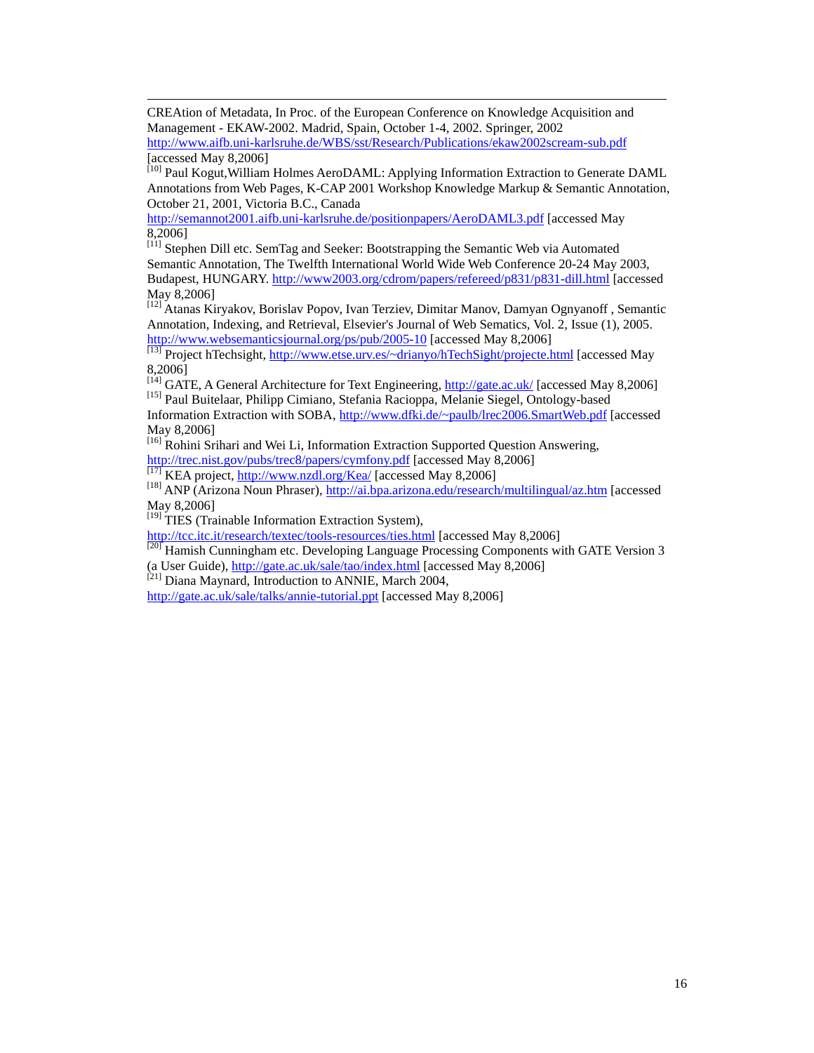CREAtion of Metadata, In Proc. of the European Conference on Knowledge Acquisition and Management - EKAW-2002. Madrid, Spain, October 1-4, 2002. Springer, 2002 http://www.aifb.uni-karlsruhe.de/WBS/sst/Research/Publications/ekaw2002scream-sub.pdf [accessed May 8,2006]

[10] Paul Kogut,William Holmes AeroDAML: Applying Information Extraction to Generate DAML Annotations from Web Pages, K-CAP 2001 Workshop Knowledge Markup & Semantic Annotation, October 21, 2001, Victoria B.C., Canada http://semannot2001.aifb.uni-karlsruhe.de/positionpapers/AeroDAML3.pdf [accessed May 8,2006]

[11] Stephen Dill etc. SemTag and Seeker: Bootstrapping the Semantic Web via Automated Semantic Annotation, The Twelfth International World Wide Web Conference 20-24 May 2003, Budapest, HUNGARY. http://www2003.org/cdrom/papers/refereed/p831/p831-dill.html [accessed May 8,2006]

[12] Atanas Kiryakov, Borislav Popov, Ivan Terziev, Dimitar Manov, Damyan Ognyanoff , Semantic Annotation, Indexing, and Retrieval, Elsevier's Journal of Web Sematics, Vol. 2, Issue (1), 2005. http://www.websemanticsjournal.org/ps/pub/2005-10 [accessed May 8,2006]

[13] Project hTechsight, http://www.etse.urv.es/~drianyo/hTechSight/projecte.html [accessed May 8,2006]

[14] GATE, A General Architecture for Text Engineering, http://gate.ac.uk/ [accessed May 8,2006]

[15] Paul Buitelaar, Philipp Cimiano, Stefania Racioppa, Melanie Siegel, Ontology-based Information Extraction with SOBA, http://www.dfki.de/~paulb/lrec2006.SmartWeb.pdf [accessed May 8,2006]

[16] Rohini Srihari and Wei Li, Information Extraction Supported Question Answering, http://trec.nist.gov/pubs/trec8/papers/cymfony.pdf [accessed May 8,2006]

[17] KEA project, http://www.nzdl.org/Kea/ [accessed May 8,2006]

[18] ANP (Arizona Noun Phraser), http://ai.bpa.arizona.edu/research/multilingual/az.htm [accessed May 8,2006]

[19] TIES (Trainable Information Extraction System), http://tcc.itc.it/research/textec/tools-resources/ties.html [accessed May 8,2006]

[20] Hamish Cunningham etc. Developing Language Processing Components with GATE Version 3 (a User Guide), http://gate.ac.uk/sale/tao/index.html [accessed May 8,2006]

[21] Diana Maynard, Introduction to ANNIE, March 2004, http://gate.ac.uk/sale/talks/annie-tutorial.ppt [accessed May 8,2006]